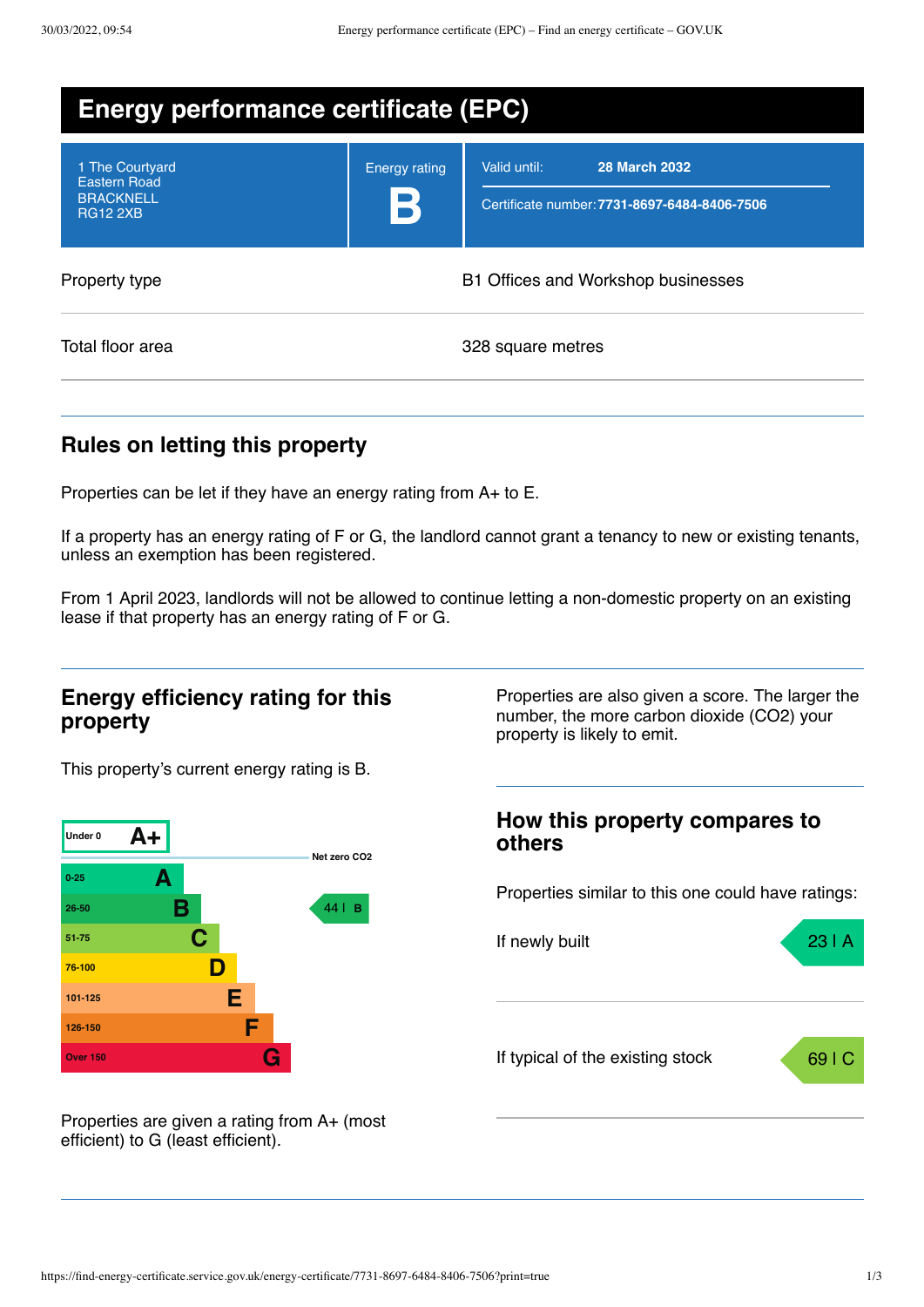# Energy performance certificate (EPC)

| | | |
|---|---|---|
| 1 The Courtyard<br>Eastern Road<br>BRACKNELL<br>RG12 2XB | Energy rating<br>**B** | Valid until: **28 March 2032**<br>Certificate number: **7731-8697-6484-8406-7506** |

| | |
|---|---|
| Property type | B1 Offices and Workshop businesses |
| Total floor area | 328 square metres |

## Rules on letting this property

Properties can be let if they have an energy rating from A+ to E.

If a property has an energy rating of F or G, the landlord cannot grant a tenancy to new or existing tenants, unless an exemption has been registered.

From 1 April 2023, landlords will not be allowed to continue letting a non-domestic property on an existing lease if that property has an energy rating of F or G.

## Energy efficiency rating for this property

This property's current energy rating is B.

| Score | Rating |
|---|---|
| Under 0 | A+ |
| 0-25 | A |
| 26-50 | B |
| 51-75 | C |
| 76-100 | D |
| 101-125 | E |
| 126-150 | F |
| Over 150 | G |

Net zero CO2

This property: 44 | B

Properties are given a rating from A+ (most efficient) to G (least efficient).

Properties are also given a score. The larger the number, the more carbon dioxide (CO2) your property is likely to emit.

## How this property compares to others

Properties similar to this one could have ratings:

| | |
|---|---|
| If newly built | 23 \| A |
| If typical of the existing stock | 69 \| C |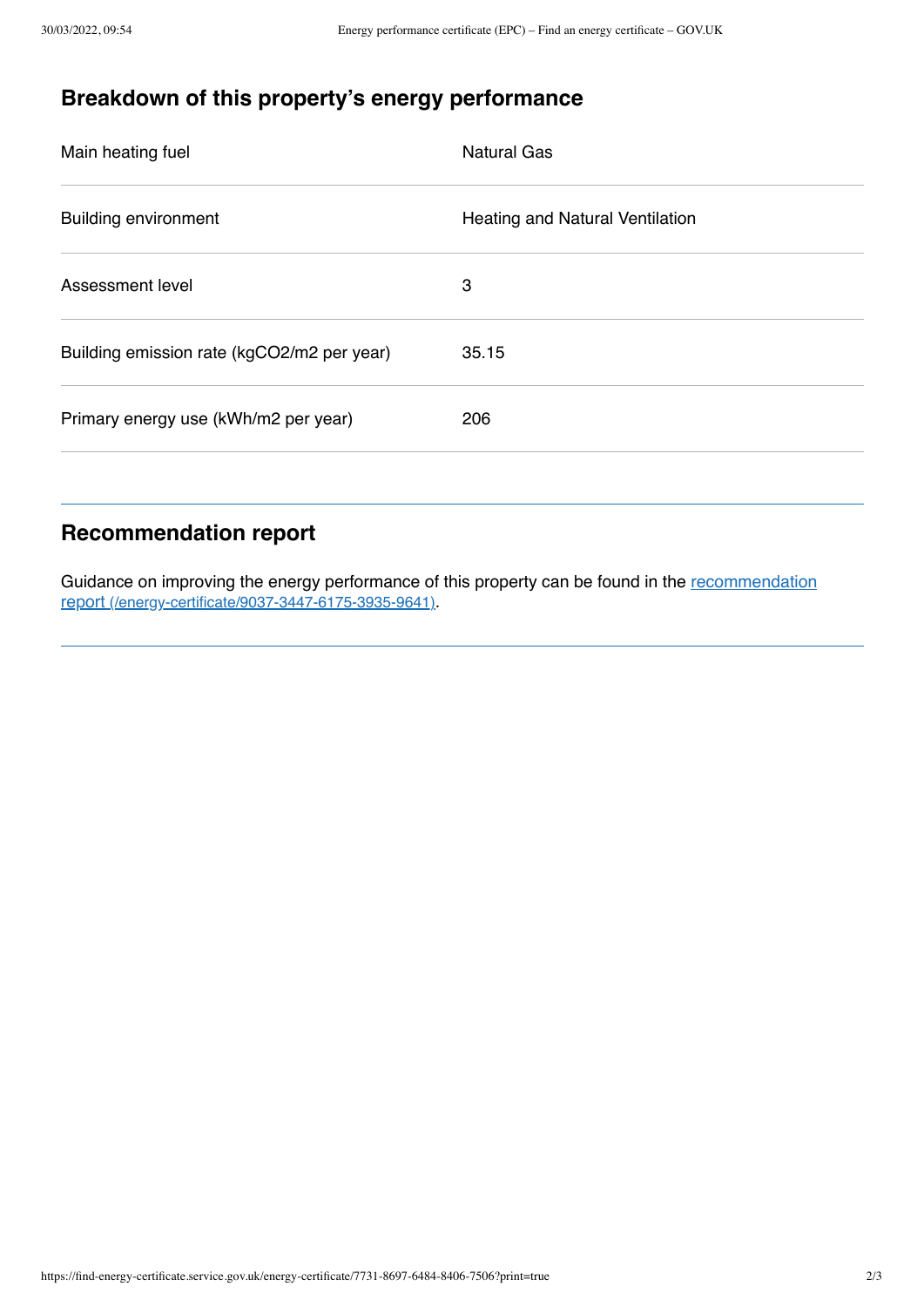## Breakdown of this property's energy performance

| | |
|---|---|
| Main heating fuel | Natural Gas |
| Building environment | Heating and Natural Ventilation |
| Assessment level | 3 |
| Building emission rate (kgCO2/m2 per year) | 35.15 |
| Primary energy use (kWh/m2 per year) | 206 |

## Recommendation report

Guidance on improving the energy performance of this property can be found in the [recommendation report (/energy-certificate/9037-3447-6175-3935-9641)](/energy-certificate/9037-3447-6175-3935-9641).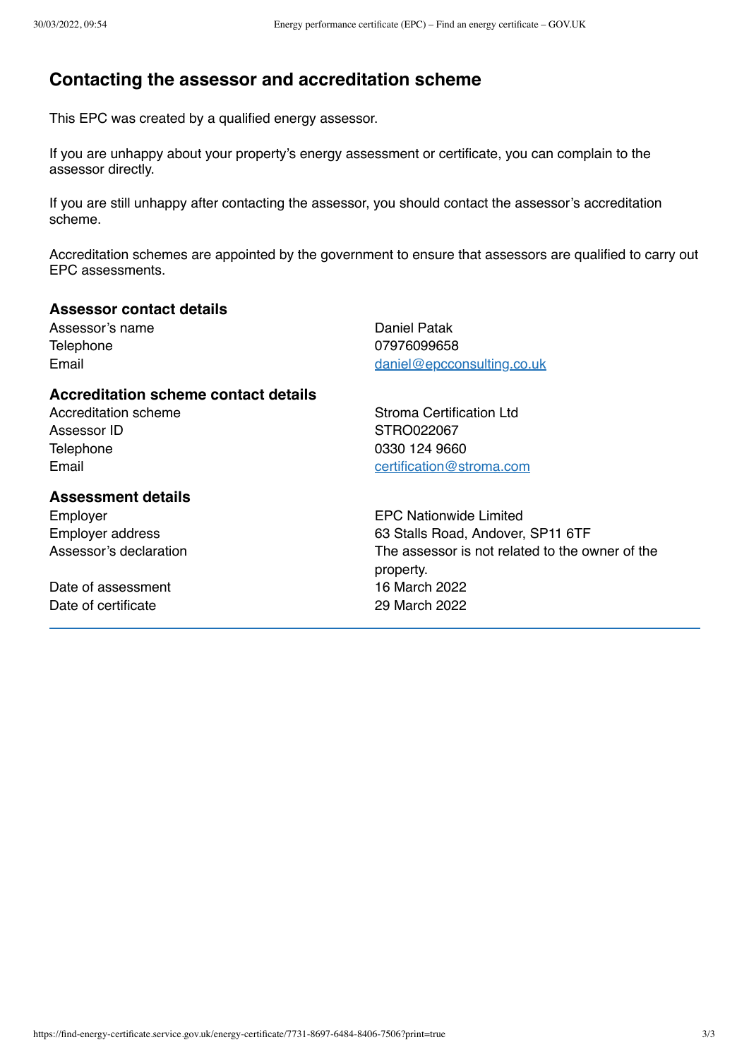## Contacting the assessor and accreditation scheme

This EPC was created by a qualified energy assessor.

If you are unhappy about your property's energy assessment or certificate, you can complain to the assessor directly.

If you are still unhappy after contacting the assessor, you should contact the assessor's accreditation scheme.

Accreditation schemes are appointed by the government to ensure that assessors are qualified to carry out EPC assessments.

### Assessor contact details

| | |
|---|---|
| Assessor's name | Daniel Patak |
| Telephone | 07976099658 |
| Email | daniel@epcconsulting.co.uk |

### Accreditation scheme contact details

| | |
|---|---|
| Accreditation scheme | Stroma Certification Ltd |
| Assessor ID | STRO022067 |
| Telephone | 0330 124 9660 |
| Email | certification@stroma.com |

### Assessment details

| | |
|---|---|
| Employer | EPC Nationwide Limited |
| Employer address | 63 Stalls Road, Andover, SP11 6TF |
| Assessor's declaration | The assessor is not related to the owner of the property. |
| Date of assessment | 16 March 2022 |
| Date of certificate | 29 March 2022 |